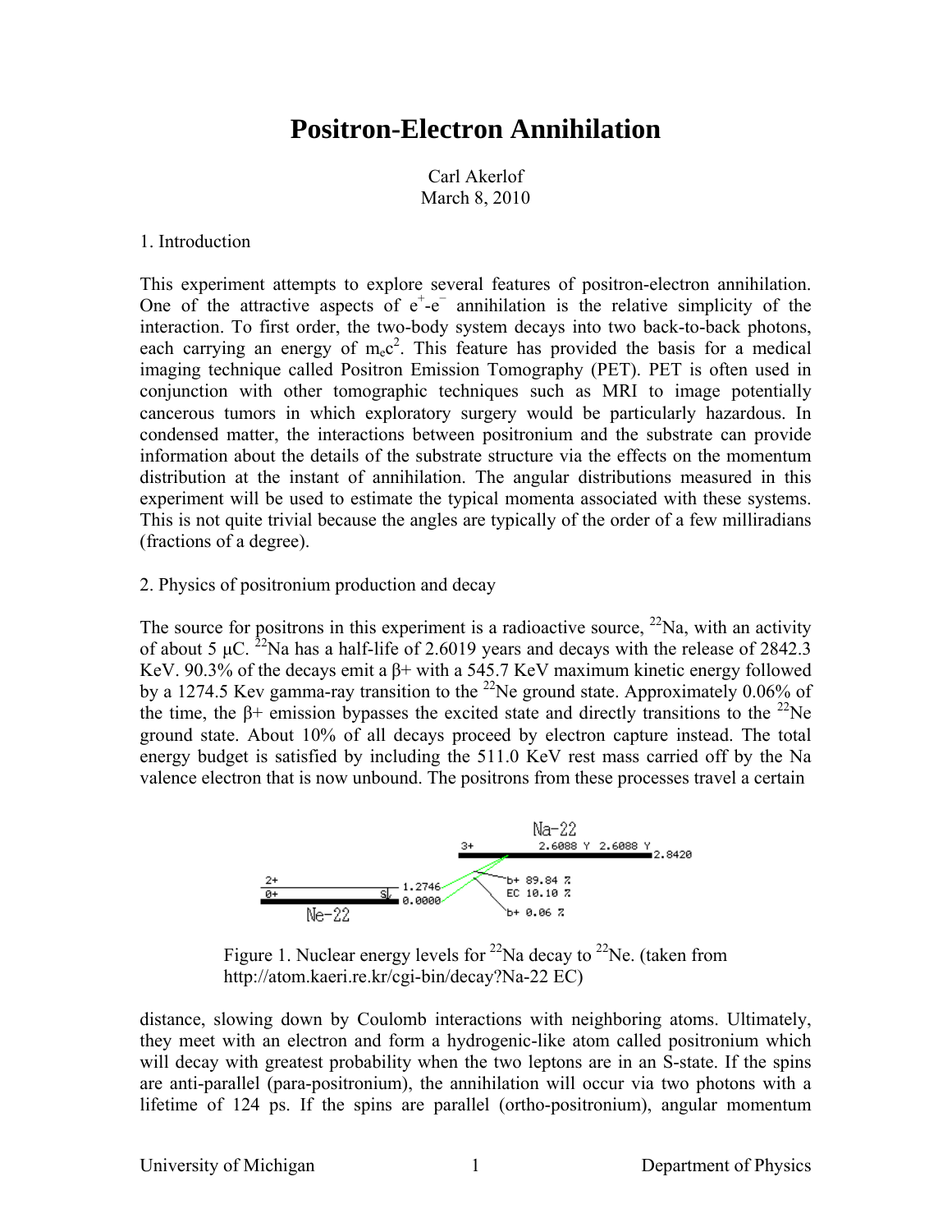# Positron-Electron Annihilation

Carl Akerlof
March 8, 2010

## 1. Introduction

This experiment attempts to explore several features of positron-electron annihilation. One of the attractive aspects of $e^+$-$e^-$ annihilation is the relative simplicity of the interaction. To first order, the two-body system decays into two back-to-back photons, each carrying an energy of $m_ec^2$. This feature has provided the basis for a medical imaging technique called Positron Emission Tomography (PET). PET is often used in conjunction with other tomographic techniques such as MRI to image potentially cancerous tumors in which exploratory surgery would be particularly hazardous. In condensed matter, the interactions between positronium and the substrate can provide information about the details of the substrate structure via the effects on the momentum distribution at the instant of annihilation. The angular distributions measured in this experiment will be used to estimate the typical momenta associated with these systems. This is not quite trivial because the angles are typically of the order of a few milliradians (fractions of a degree).

## 2. Physics of positronium production and decay

The source for positrons in this experiment is a radioactive source, $^{22}$Na, with an activity of about 5 μC. $^{22}$Na has a half-life of 2.6019 years and decays with the release of 2842.3 KeV. 90.3% of the decays emit a β+ with a 545.7 KeV maximum kinetic energy followed by a 1274.5 Kev gamma-ray transition to the $^{22}$Ne ground state. Approximately 0.06% of the time, the β+ emission bypasses the excited state and directly transitions to the $^{22}$Ne ground state. About 10% of all decays proceed by electron capture instead. The total energy budget is satisfied by including the 511.0 KeV rest mass carried off by the Na valence electron that is now unbound. The positrons from these processes travel a certain

Figure 1. Nuclear energy levels for $^{22}$Na decay to $^{22}$Ne. (taken from http://atom.kaeri.re.kr/cgi-bin/decay?Na-22 EC)

distance, slowing down by Coulomb interactions with neighboring atoms. Ultimately, they meet with an electron and form a hydrogenic-like atom called positronium which will decay with greatest probability when the two leptons are in an S-state. If the spins are anti-parallel (para-positronium), the annihilation will occur via two photons with a lifetime of 124 ps. If the spins are parallel (ortho-positronium), angular momentum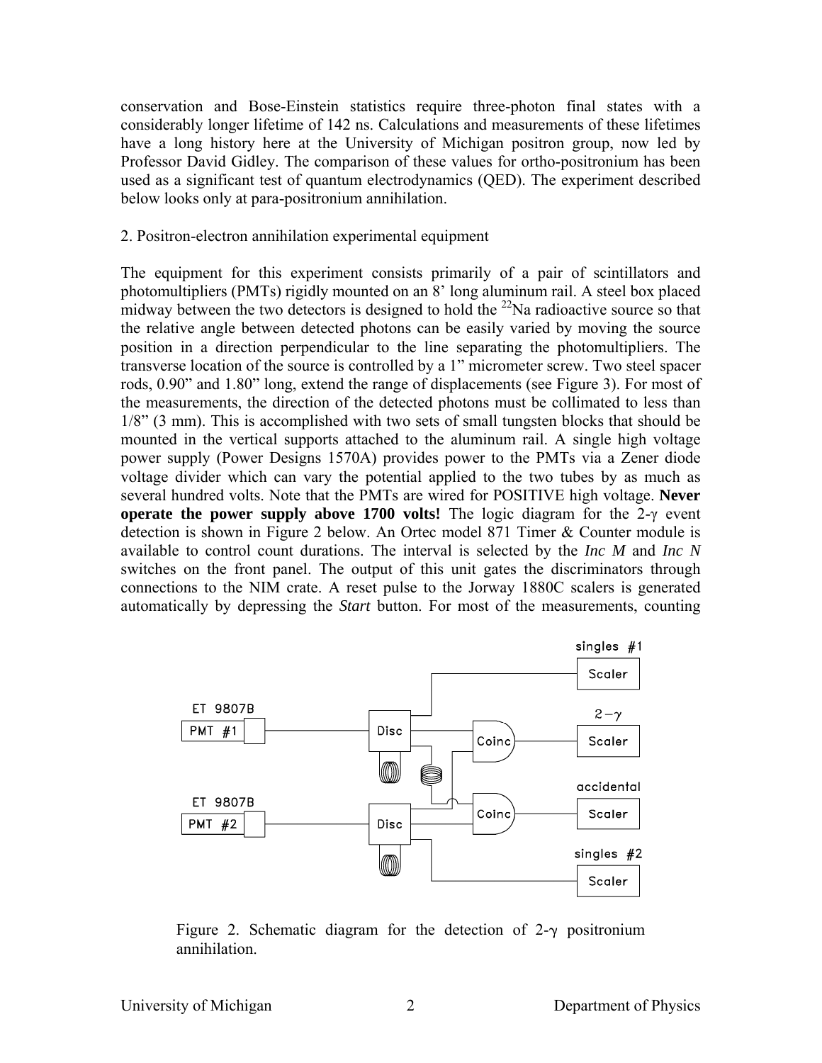conservation and Bose-Einstein statistics require three-photon final states with a considerably longer lifetime of 142 ns. Calculations and measurements of these lifetimes have a long history here at the University of Michigan positron group, now led by Professor David Gidley. The comparison of these values for ortho-positronium has been used as a significant test of quantum electrodynamics (QED). The experiment described below looks only at para-positronium annihilation.

## 2. Positron-electron annihilation experimental equipment

The equipment for this experiment consists primarily of a pair of scintillators and photomultipliers (PMTs) rigidly mounted on an 8' long aluminum rail. A steel box placed midway between the two detectors is designed to hold the $^{22}$Na radioactive source so that the relative angle between detected photons can be easily varied by moving the source position in a direction perpendicular to the line separating the photomultipliers. The transverse location of the source is controlled by a 1" micrometer screw. Two steel spacer rods, 0.90" and 1.80" long, extend the range of displacements (see Figure 3). For most of the measurements, the direction of the detected photons must be collimated to less than 1/8" (3 mm). This is accomplished with two sets of small tungsten blocks that should be mounted in the vertical supports attached to the aluminum rail. A single high voltage power supply (Power Designs 1570A) provides power to the PMTs via a Zener diode voltage divider which can vary the potential applied to the two tubes by as much as several hundred volts. Note that the PMTs are wired for POSITIVE high voltage. **Never operate the power supply above 1700 volts!** The logic diagram for the 2-$\gamma$ event detection is shown in Figure 2 below. An Ortec model 871 Timer & Counter module is available to control count durations. The interval is selected by the *Inc M* and *Inc N* switches on the front panel. The output of this unit gates the discriminators through connections to the NIM crate. A reset pulse to the Jorway 1880C scalers is generated automatically by depressing the *Start* button. For most of the measurements, counting

Figure 2. Schematic diagram for the detection of 2-$\gamma$ positronium annihilation.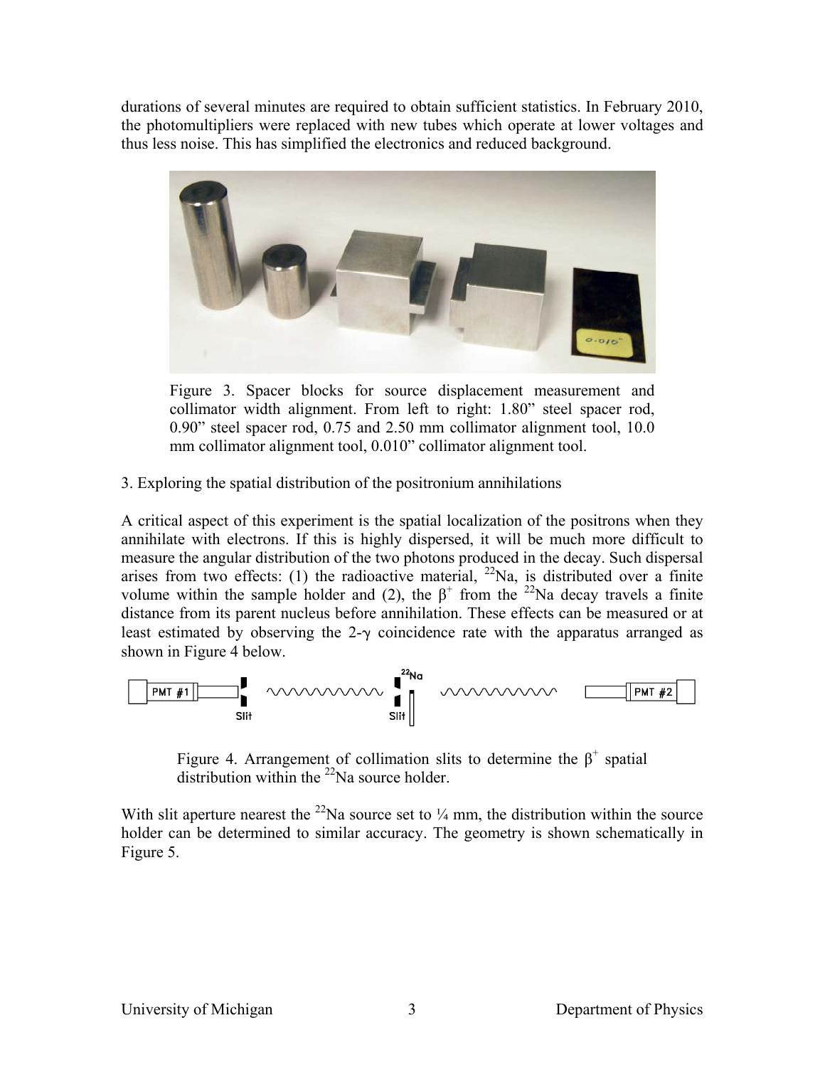durations of several minutes are required to obtain sufficient statistics. In February 2010, the photomultipliers were replaced with new tubes which operate at lower voltages and thus less noise. This has simplified the electronics and reduced background.

Figure 3. Spacer blocks for source displacement measurement and collimator width alignment. From left to right: 1.80" steel spacer rod, 0.90" steel spacer rod, 0.75 and 2.50 mm collimator alignment tool, 10.0 mm collimator alignment tool, 0.010" collimator alignment tool.

3. Exploring the spatial distribution of the positronium annihilations

A critical aspect of this experiment is the spatial localization of the positrons when they annihilate with electrons. If this is highly dispersed, it will be much more difficult to measure the angular distribution of the two photons produced in the decay. Such dispersal arises from two effects: (1) the radioactive material, $^{22}$Na, is distributed over a finite volume within the sample holder and (2), the $\beta^+$ from the $^{22}$Na decay travels a finite distance from its parent nucleus before annihilation. These effects can be measured or at least estimated by observing the 2-$\gamma$ coincidence rate with the apparatus arranged as shown in Figure 4 below.

Figure 4. Arrangement of collimation slits to determine the $\beta^+$ spatial distribution within the $^{22}$Na source holder.

With slit aperture nearest the $^{22}$Na source set to ¼ mm, the distribution within the source holder can be determined to similar accuracy. The geometry is shown schematically in Figure 5.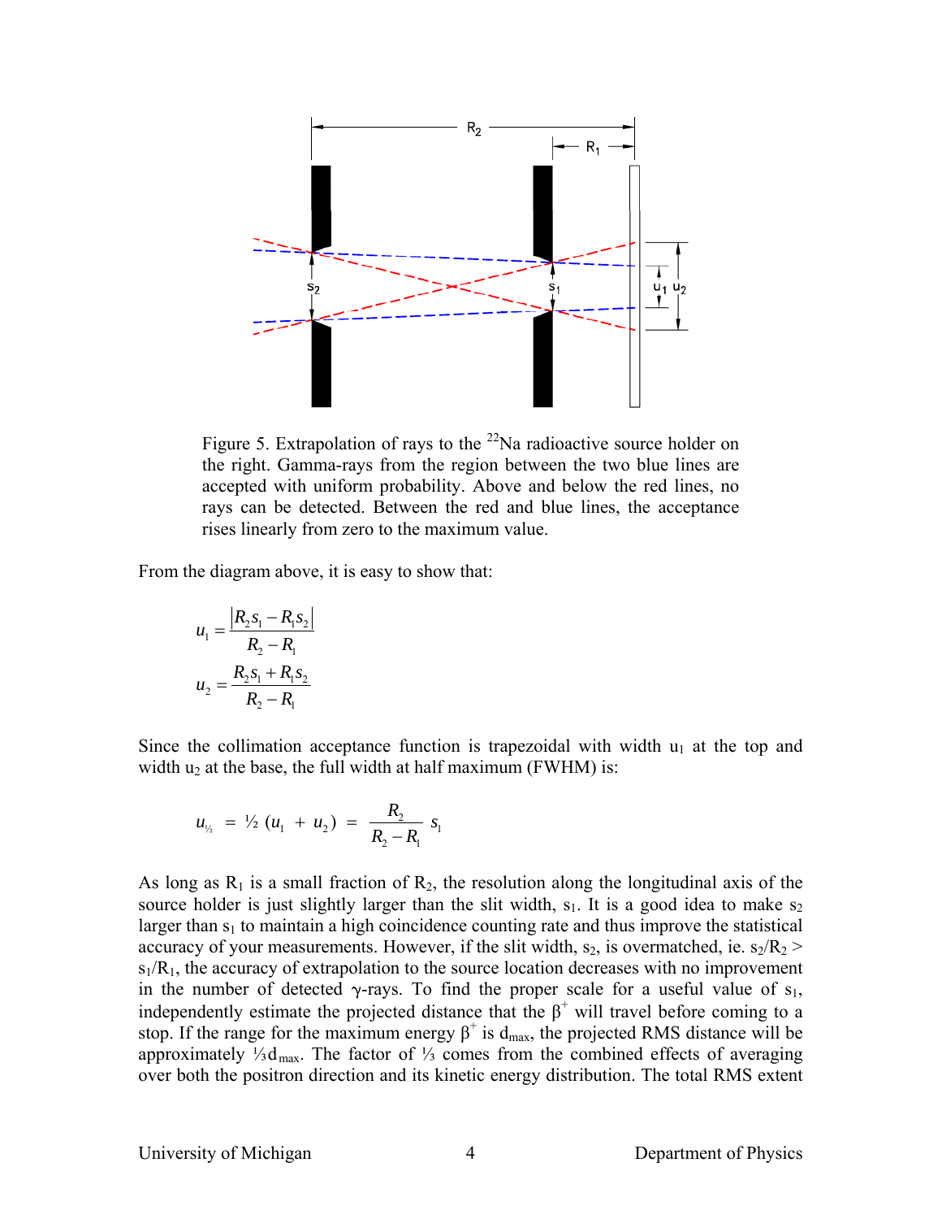Figure 5. Extrapolation of rays to the $^{22}Na$ radioactive source holder on the right. Gamma-rays from the region between the two blue lines are accepted with uniform probability. Above and below the red lines, no rays can be detected. Between the red and blue lines, the acceptance rises linearly from zero to the maximum value.

From the diagram above, it is easy to show that:

$$u_1 = \frac{|R_2 s_1 - R_1 s_2|}{R_2 - R_1}$$

$$u_2 = \frac{R_2 s_1 + R_1 s_2}{R_2 - R_1}$$

Since the collimation acceptance function is trapezoidal with width $u_1$ at the top and width $u_2$ at the base, the full width at half maximum (FWHM) is:

$$u_{½} = ½\,(u_1 + u_2) = \frac{R_2}{R_2 - R_1}\,s_1$$

As long as $R_1$ is a small fraction of $R_2$, the resolution along the longitudinal axis of the source holder is just slightly larger than the slit width, $s_1$. It is a good idea to make $s_2$ larger than $s_1$ to maintain a high coincidence counting rate and thus improve the statistical accuracy of your measurements. However, if the slit width, $s_2$, is overmatched, ie. $s_2/R_2 > s_1/R_1$, the accuracy of extrapolation to the source location decreases with no improvement in the number of detected γ-rays. To find the proper scale for a useful value of $s_1$, independently estimate the projected distance that the $\beta^+$ will travel before coming to a stop. If the range for the maximum energy $\beta^+$ is $d_{max}$, the projected RMS distance will be approximately ⅓$d_{max}$. The factor of ⅓ comes from the combined effects of averaging over both the positron direction and its kinetic energy distribution. The total RMS extent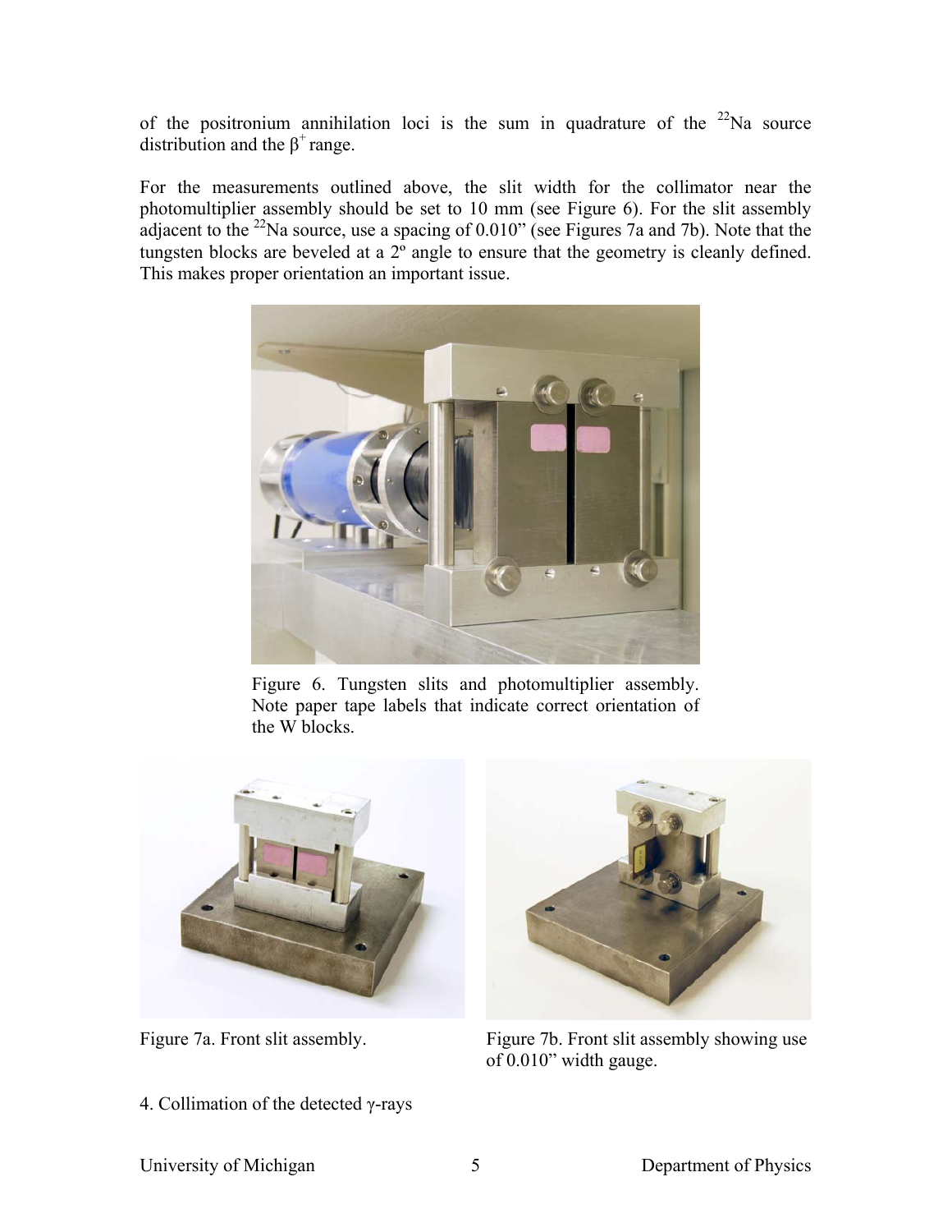of the positronium annihilation loci is the sum in quadrature of the $^{22}$Na source distribution and the $\beta^+$ range.

For the measurements outlined above, the slit width for the collimator near the photomultiplier assembly should be set to 10 mm (see Figure 6). For the slit assembly adjacent to the $^{22}$Na source, use a spacing of 0.010" (see Figures 7a and 7b). Note that the tungsten blocks are beveled at a 2º angle to ensure that the geometry is cleanly defined. This makes proper orientation an important issue.

Figure 6. Tungsten slits and photomultiplier assembly. Note paper tape labels that indicate correct orientation of the W blocks.

Figure 7a. Front slit assembly.

Figure 7b. Front slit assembly showing use of 0.010" width gauge.

4. Collimation of the detected γ-rays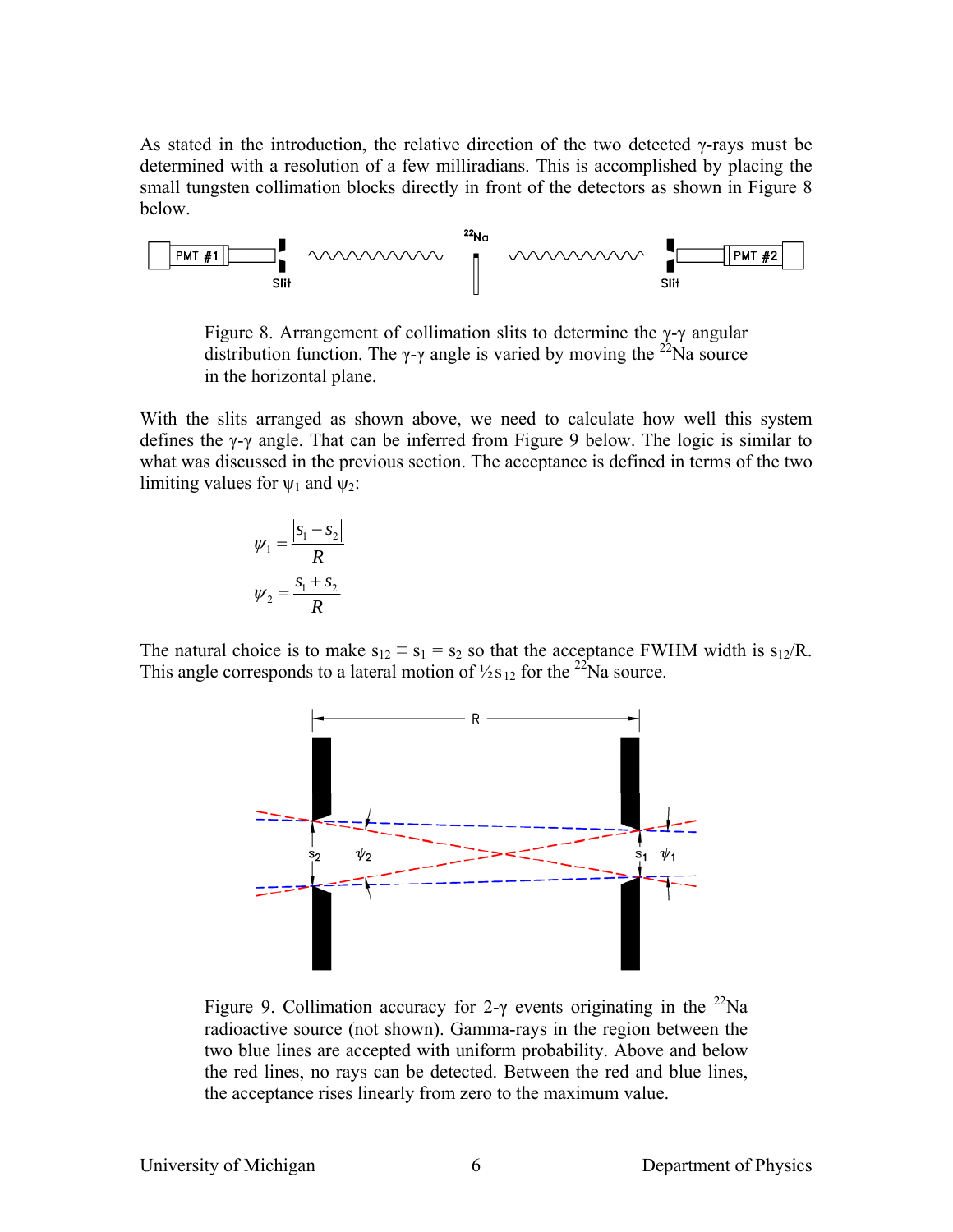As stated in the introduction, the relative direction of the two detected γ-rays must be determined with a resolution of a few milliradians. This is accomplished by placing the small tungsten collimation blocks directly in front of the detectors as shown in Figure 8 below.

Figure 8. Arrangement of collimation slits to determine the γ-γ angular distribution function. The γ-γ angle is varied by moving the $^{22}$Na source in the horizontal plane.

With the slits arranged as shown above, we need to calculate how well this system defines the γ-γ angle. That can be inferred from Figure 9 below. The logic is similar to what was discussed in the previous section. The acceptance is defined in terms of the two limiting values for $\psi_1$ and $\psi_2$:

$$\psi_1 = \frac{|s_1 - s_2|}{R}$$

$$\psi_2 = \frac{s_1 + s_2}{R}$$

The natural choice is to make $s_{12} \equiv s_1 = s_2$ so that the acceptance FWHM width is $s_{12}/R$. This angle corresponds to a lateral motion of $\frac{1}{2}s_{12}$ for the $^{22}$Na source.

Figure 9. Collimation accuracy for 2-γ events originating in the $^{22}$Na radioactive source (not shown). Gamma-rays in the region between the two blue lines are accepted with uniform probability. Above and below the red lines, no rays can be detected. Between the red and blue lines, the acceptance rises linearly from zero to the maximum value.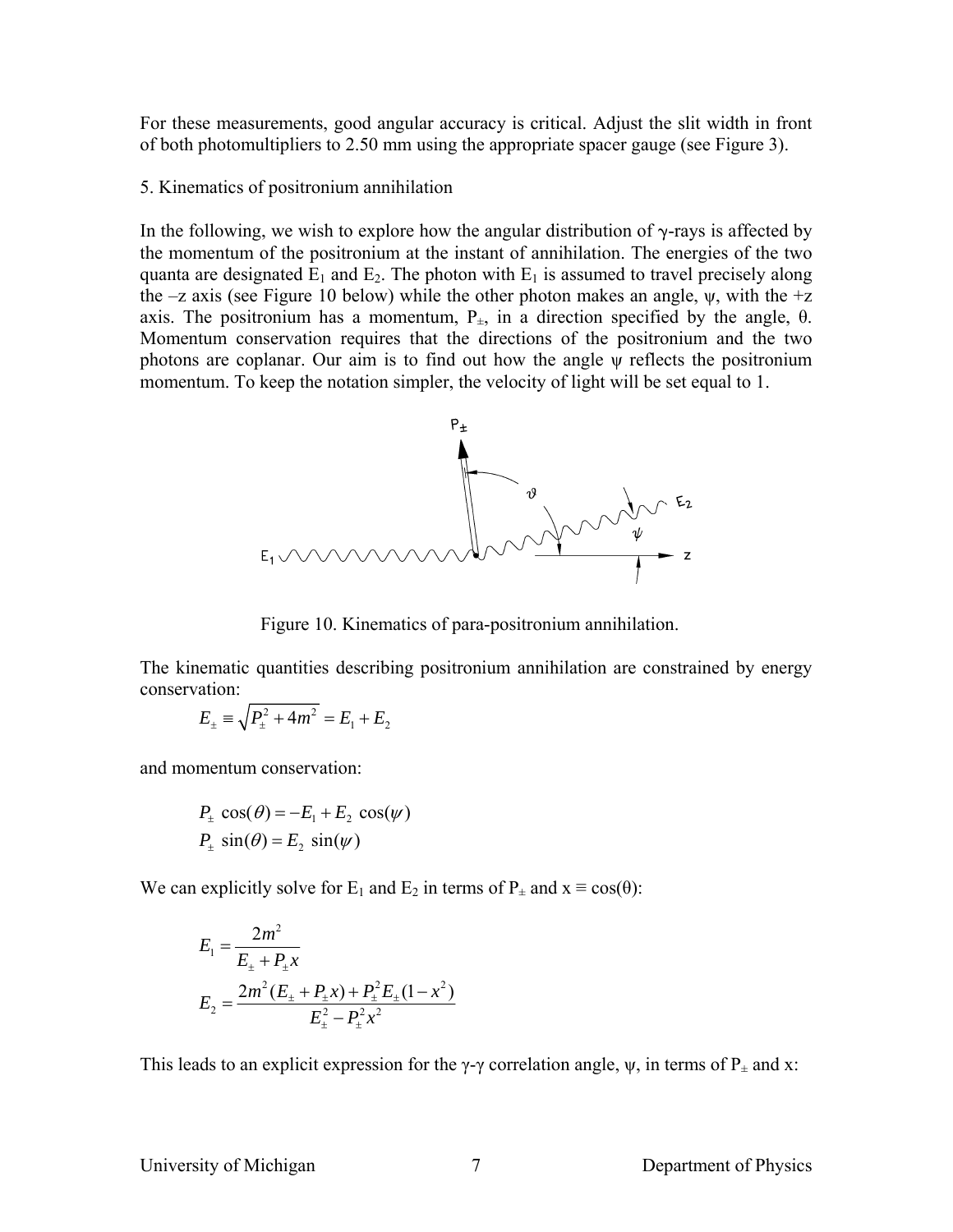For these measurements, good angular accuracy is critical. Adjust the slit width in front of both photomultipliers to 2.50 mm using the appropriate spacer gauge (see Figure 3).

## 5. Kinematics of positronium annihilation

In the following, we wish to explore how the angular distribution of γ-rays is affected by the momentum of the positronium at the instant of annihilation. The energies of the two quanta are designated $E_1$ and $E_2$. The photon with $E_1$ is assumed to travel precisely along the –z axis (see Figure 10 below) while the other photon makes an angle, ψ, with the +z axis. The positronium has a momentum, $P_\pm$, in a direction specified by the angle, θ. Momentum conservation requires that the directions of the positronium and the two photons are coplanar. Our aim is to find out how the angle ψ reflects the positronium momentum. To keep the notation simpler, the velocity of light will be set equal to 1.

Figure 10. Kinematics of para-positronium annihilation.

The kinematic quantities describing positronium annihilation are constrained by energy conservation:

$$E_\pm \equiv \sqrt{P_\pm^2 + 4m^2} = E_1 + E_2$$

and momentum conservation:

$$P_\pm \cos(\theta) = -E_1 + E_2 \cos(\psi)$$

$$P_\pm \sin(\theta) = E_2 \sin(\psi)$$

We can explicitly solve for $E_1$ and $E_2$ in terms of $P_\pm$ and $x \equiv \cos(\theta)$:

$$E_1 = \frac{2m^2}{E_\pm + P_\pm x}$$

$$E_2 = \frac{2m^2 (E_\pm + P_\pm x) + P_\pm^2 E_\pm (1 - x^2)}{E_\pm^2 - P_\pm^2 x^2}$$

This leads to an explicit expression for the γ-γ correlation angle, ψ, in terms of $P_\pm$ and x: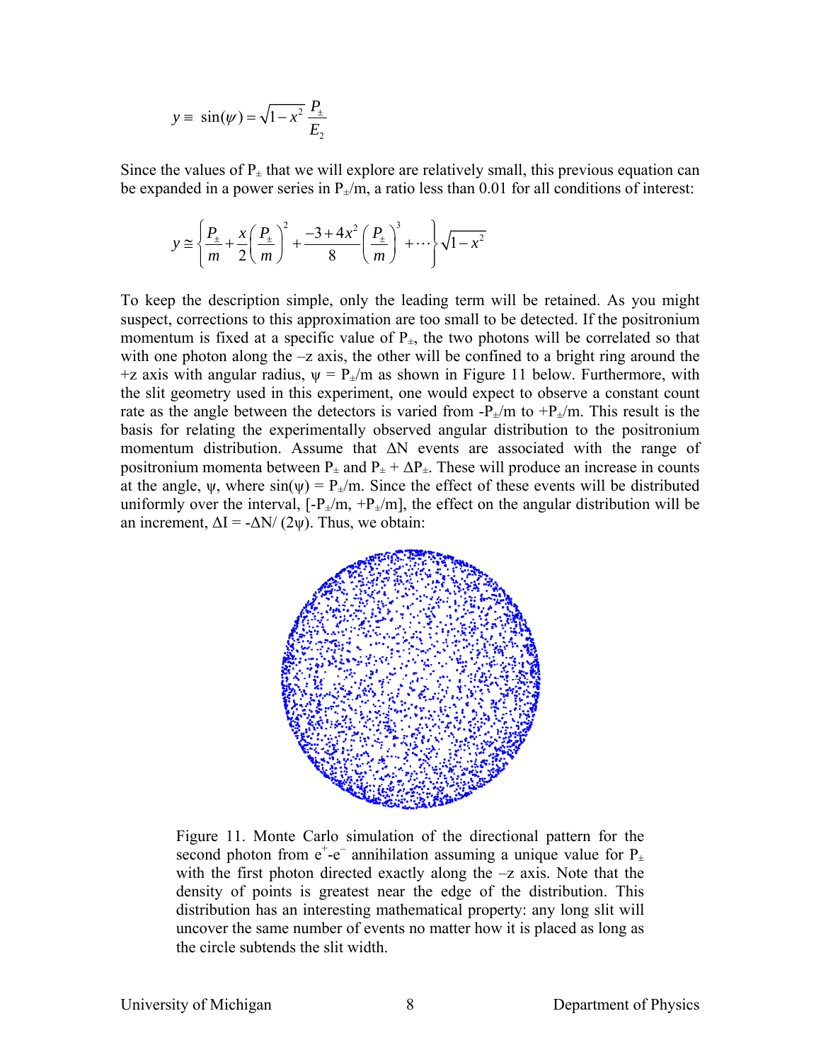$$y \equiv \sin(\psi) = \sqrt{1-x^2}\,\frac{P_\pm}{E_2}$$

Since the values of $P_\pm$ that we will explore are relatively small, this previous equation can be expanded in a power series in $P_\pm/m$, a ratio less than 0.01 for all conditions of interest:

$$y \cong \left\{ \frac{P_\pm}{m} + \frac{x}{2}\left(\frac{P_\pm}{m}\right)^2 + \frac{-3+4x^2}{8}\left(\frac{P_\pm}{m}\right)^3 + \cdots \right\}\sqrt{1-x^2}$$

To keep the description simple, only the leading term will be retained. As you might suspect, corrections to this approximation are too small to be detected. If the positronium momentum is fixed at a specific value of $P_\pm$, the two photons will be correlated so that with one photon along the –z axis, the other will be confined to a bright ring around the +z axis with angular radius, $\psi = P_\pm/m$ as shown in Figure 11 below. Furthermore, with the slit geometry used in this experiment, one would expect to observe a constant count rate as the angle between the detectors is varied from $-P_\pm/m$ to $+P_\pm/m$. This result is the basis for relating the experimentally observed angular distribution to the positronium momentum distribution. Assume that $\Delta N$ events are associated with the range of positronium momenta between $P_\pm$ and $P_\pm + \Delta P_\pm$. These will produce an increase in counts at the angle, $\psi$, where $\sin(\psi) = P_\pm/m$. Since the effect of these events will be distributed uniformly over the interval, $[-P_\pm/m, +P_\pm/m]$, the effect on the angular distribution will be an increment, $\Delta I = -\Delta N/(2\psi)$. Thus, we obtain:

Figure 11. Monte Carlo simulation of the directional pattern for the second photon from $e^+$-$e^-$ annihilation assuming a unique value for $P_\pm$ with the first photon directed exactly along the –z axis. Note that the density of points is greatest near the edge of the distribution. This distribution has an interesting mathematical property: any long slit will uncover the same number of events no matter how it is placed as long as the circle subtends the slit width.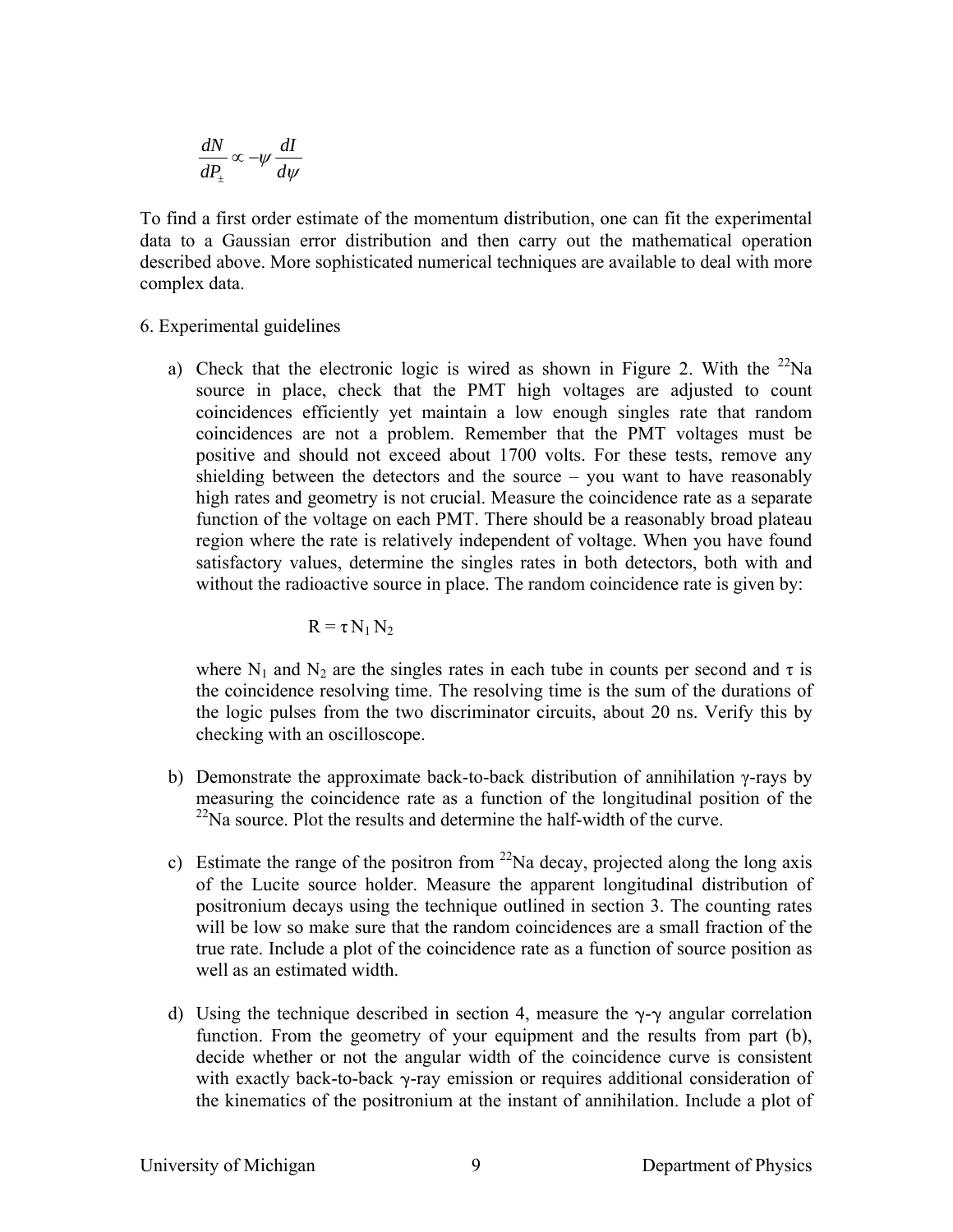$$\frac{dN}{dP_{\pm}} \propto -\psi \frac{dI}{d\psi}$$

To find a first order estimate of the momentum distribution, one can fit the experimental data to a Gaussian error distribution and then carry out the mathematical operation described above. More sophisticated numerical techniques are available to deal with more complex data.

## 6. Experimental guidelines

a) Check that the electronic logic is wired as shown in Figure 2. With the $^{22}$Na source in place, check that the PMT high voltages are adjusted to count coincidences efficiently yet maintain a low enough singles rate that random coincidences are not a problem. Remember that the PMT voltages must be positive and should not exceed about 1700 volts. For these tests, remove any shielding between the detectors and the source – you want to have reasonably high rates and geometry is not crucial. Measure the coincidence rate as a separate function of the voltage on each PMT. There should be a reasonably broad plateau region where the rate is relatively independent of voltage. When you have found satisfactory values, determine the singles rates in both detectors, both with and without the radioactive source in place. The random coincidence rate is given by:

$$R = \tau N_1 N_2$$

where $N_1$ and $N_2$ are the singles rates in each tube in counts per second and $\tau$ is the coincidence resolving time. The resolving time is the sum of the durations of the logic pulses from the two discriminator circuits, about 20 ns. Verify this by checking with an oscilloscope.

b) Demonstrate the approximate back-to-back distribution of annihilation $\gamma$-rays by measuring the coincidence rate as a function of the longitudinal position of the $^{22}$Na source. Plot the results and determine the half-width of the curve.

c) Estimate the range of the positron from $^{22}$Na decay, projected along the long axis of the Lucite source holder. Measure the apparent longitudinal distribution of positronium decays using the technique outlined in section 3. The counting rates will be low so make sure that the random coincidences are a small fraction of the true rate. Include a plot of the coincidence rate as a function of source position as well as an estimated width.

d) Using the technique described in section 4, measure the $\gamma$-$\gamma$ angular correlation function. From the geometry of your equipment and the results from part (b), decide whether or not the angular width of the coincidence curve is consistent with exactly back-to-back $\gamma$-ray emission or requires additional consideration of the kinematics of the positronium at the instant of annihilation. Include a plot of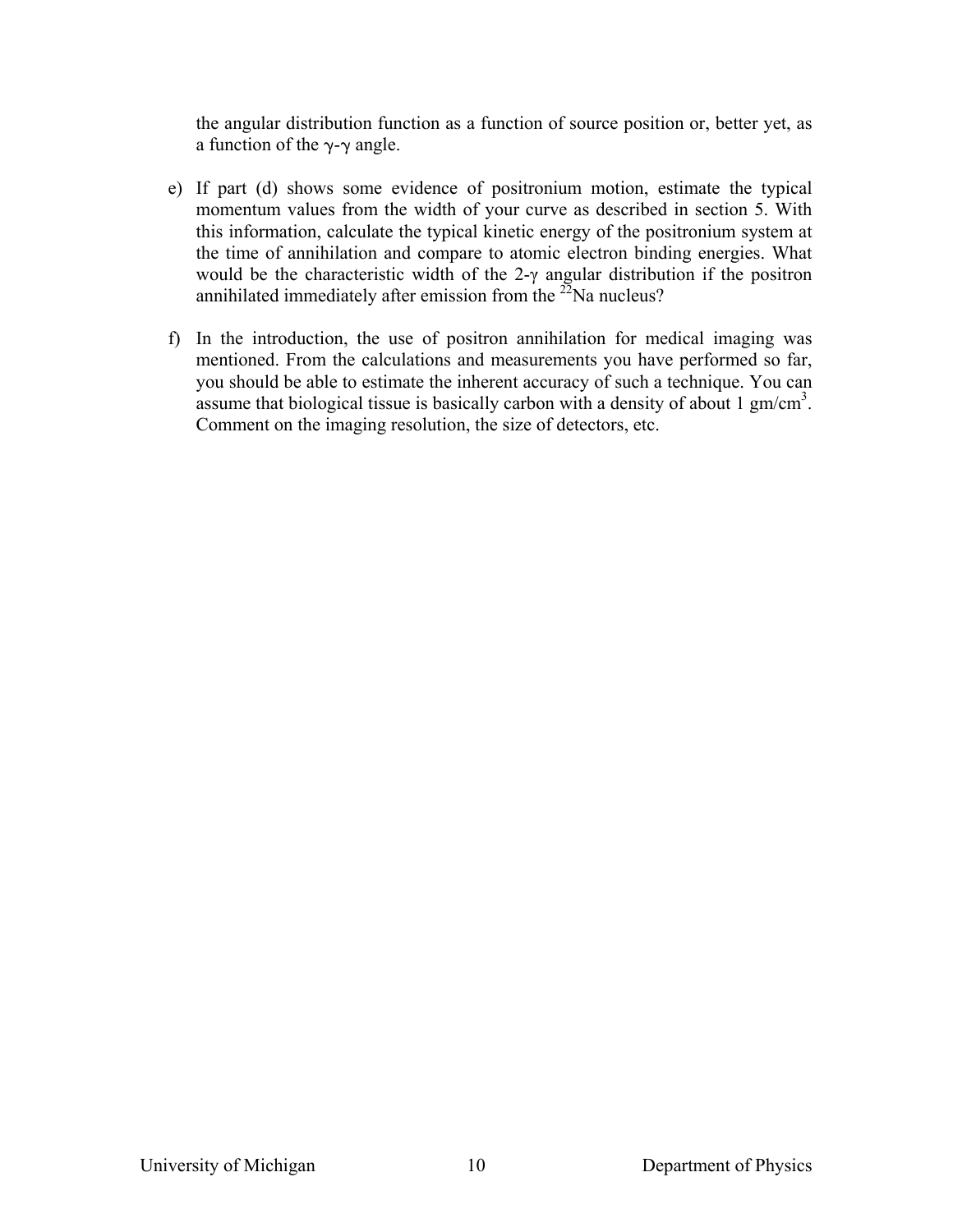the angular distribution function as a function of source position or, better yet, as a function of the γ-γ angle.

e) If part (d) shows some evidence of positronium motion, estimate the typical momentum values from the width of your curve as described in section 5. With this information, calculate the typical kinetic energy of the positronium system at the time of annihilation and compare to atomic electron binding energies. What would be the characteristic width of the 2-γ angular distribution if the positron annihilated immediately after emission from the $^{22}$Na nucleus?

f) In the introduction, the use of positron annihilation for medical imaging was mentioned. From the calculations and measurements you have performed so far, you should be able to estimate the inherent accuracy of such a technique. You can assume that biological tissue is basically carbon with a density of about 1 gm/cm$^3$. Comment on the imaging resolution, the size of detectors, etc.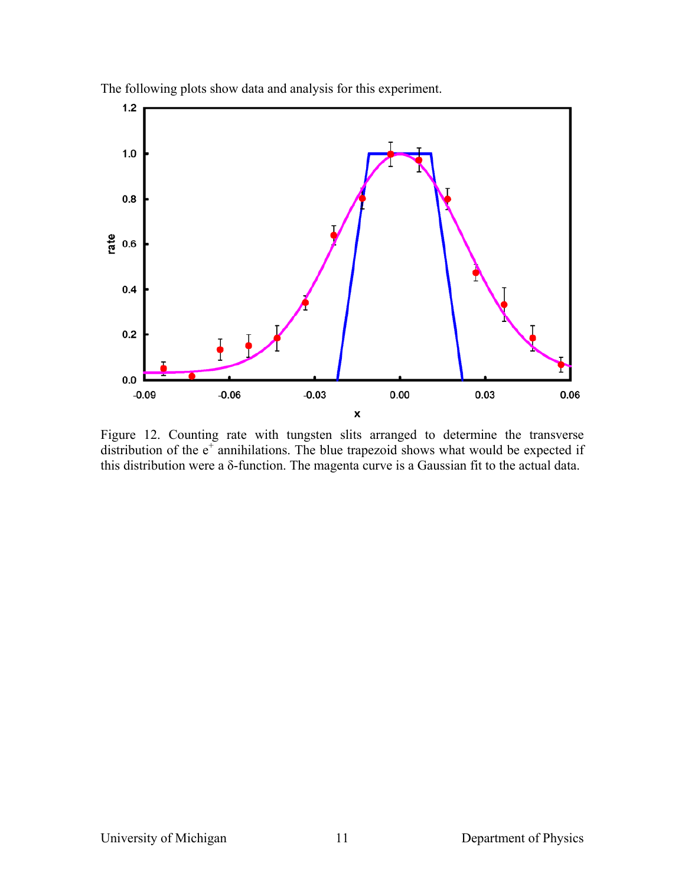The following plots show data and analysis for this experiment.

Figure 12. Counting rate with tungsten slits arranged to determine the transverse distribution of the $e^+$ annihilations. The blue trapezoid shows what would be expected if this distribution were a δ-function. The magenta curve is a Gaussian fit to the actual data.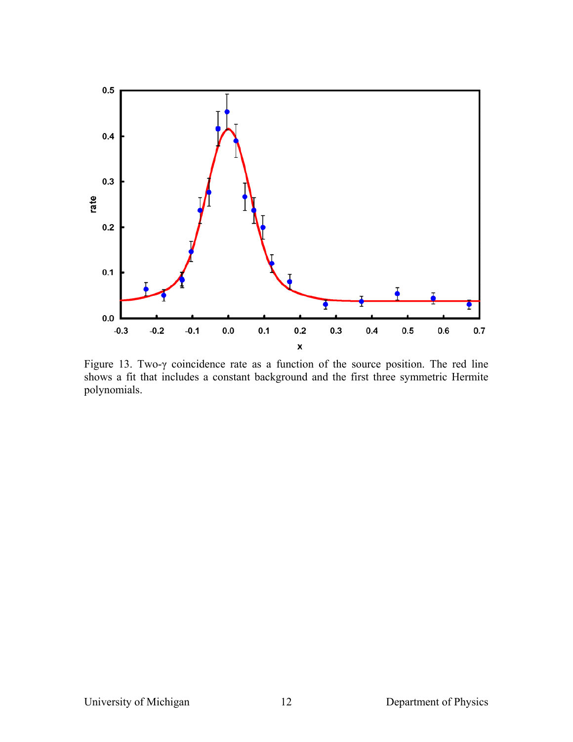Figure 13. Two-γ coincidence rate as a function of the source position. The red line shows a fit that includes a constant background and the first three symmetric Hermite polynomials.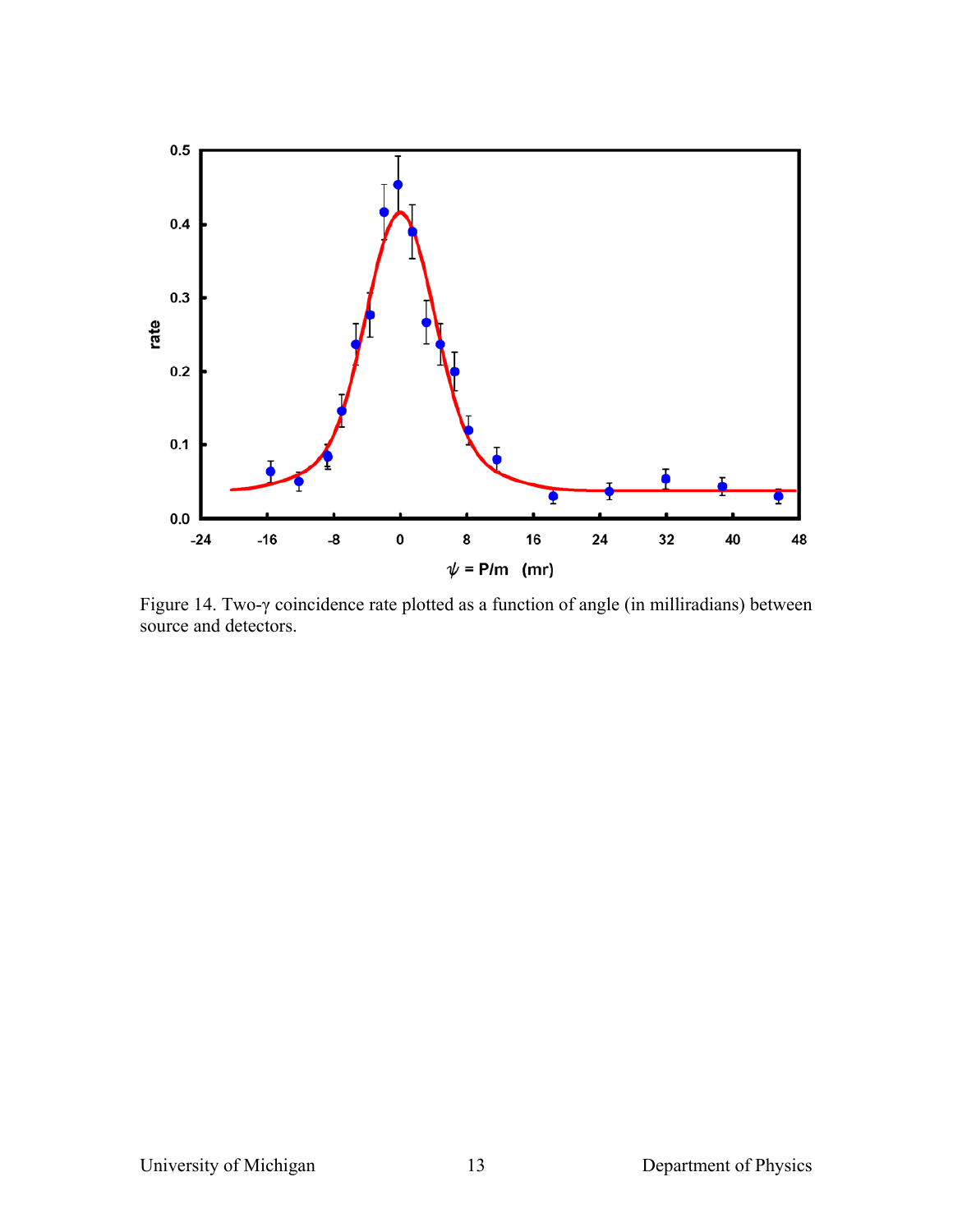Figure 14. Two-γ coincidence rate plotted as a function of angle (in milliradians) between source and detectors.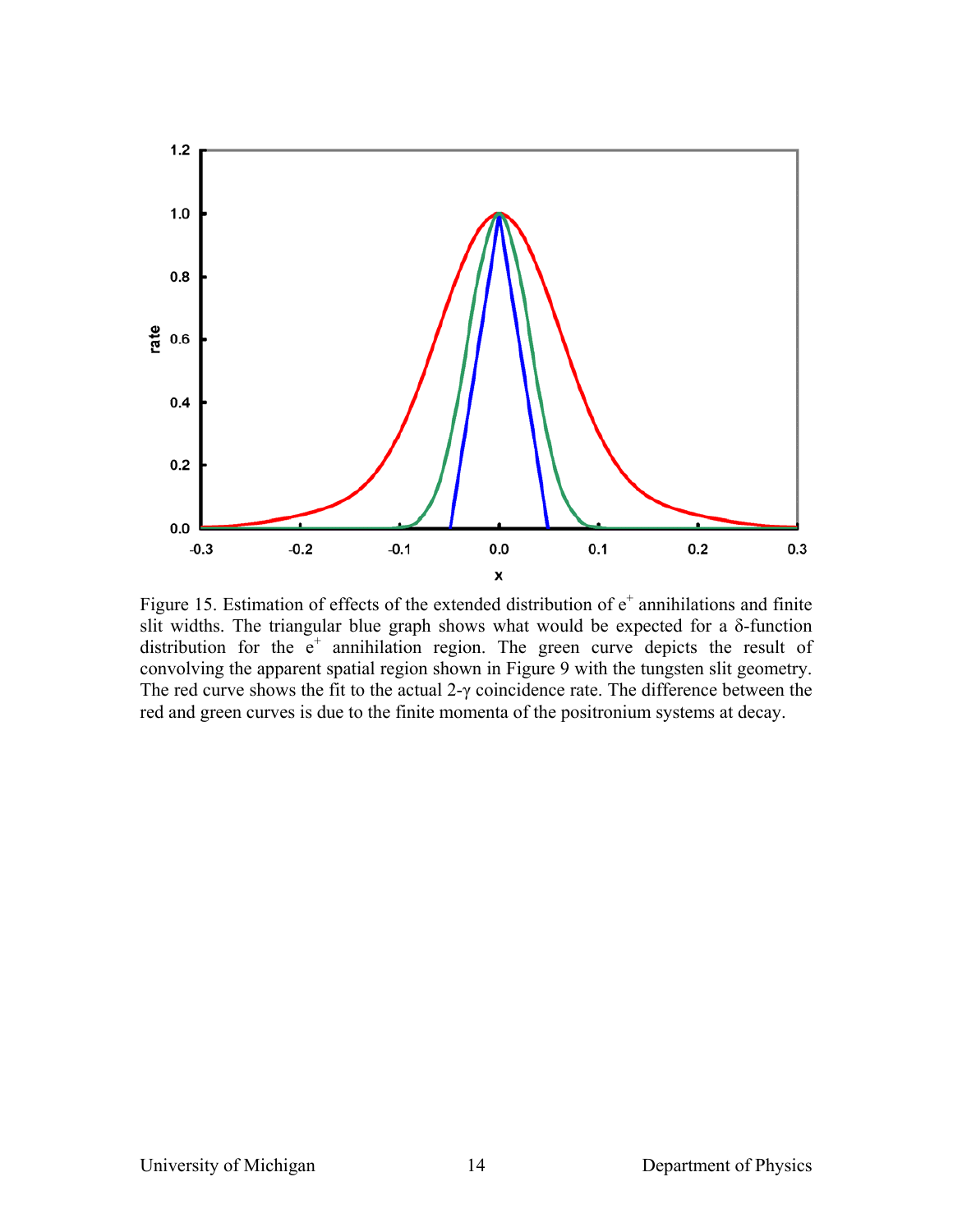Figure 15. Estimation of effects of the extended distribution of $e^+$ annihilations and finite slit widths. The triangular blue graph shows what would be expected for a δ-function distribution for the $e^+$ annihilation region. The green curve depicts the result of convolving the apparent spatial region shown in Figure 9 with the tungsten slit geometry. The red curve shows the fit to the actual 2-γ coincidence rate. The difference between the red and green curves is due to the finite momenta of the positronium systems at decay.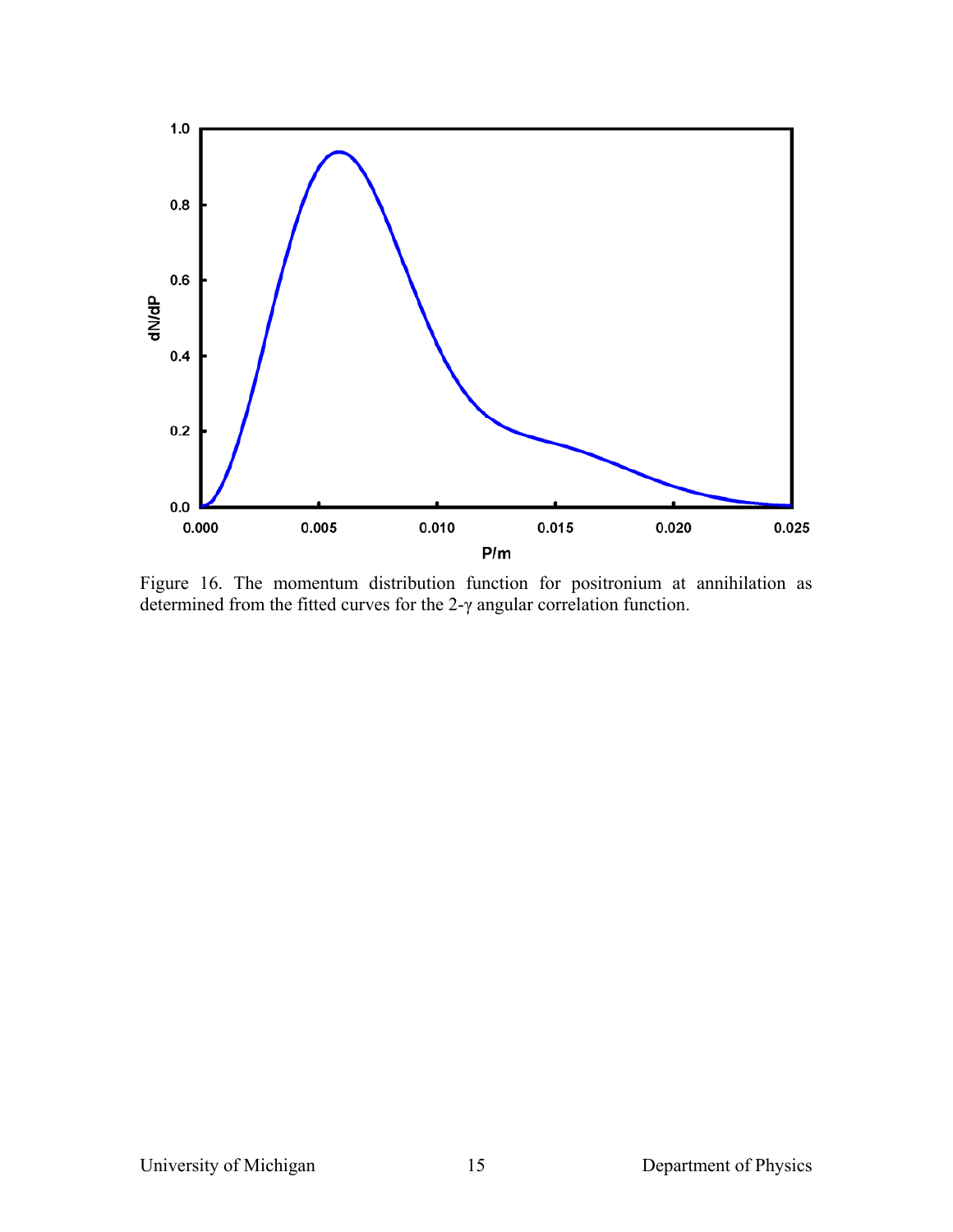1.0

0.8

0.6

0.4

0.2

0.0

dN/dP

0.000

0.005

0.010

0.015

0.020

0.025

P/m

Figure 16. The momentum distribution function for positronium at annihilation as determined from the fitted curves for the 2-γ angular correlation function.